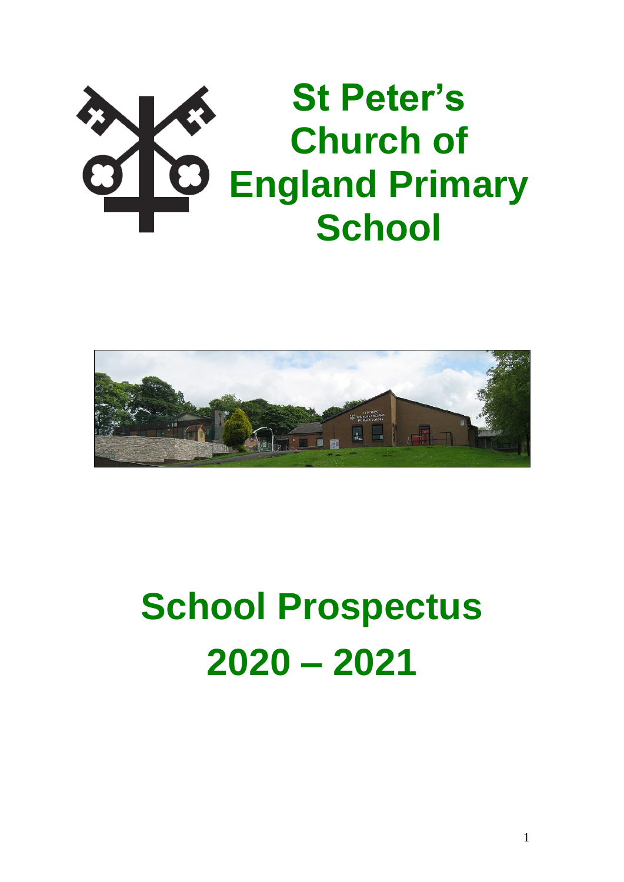# St Peter's Church of England Primary School

# School Prospectus 2020 – 2021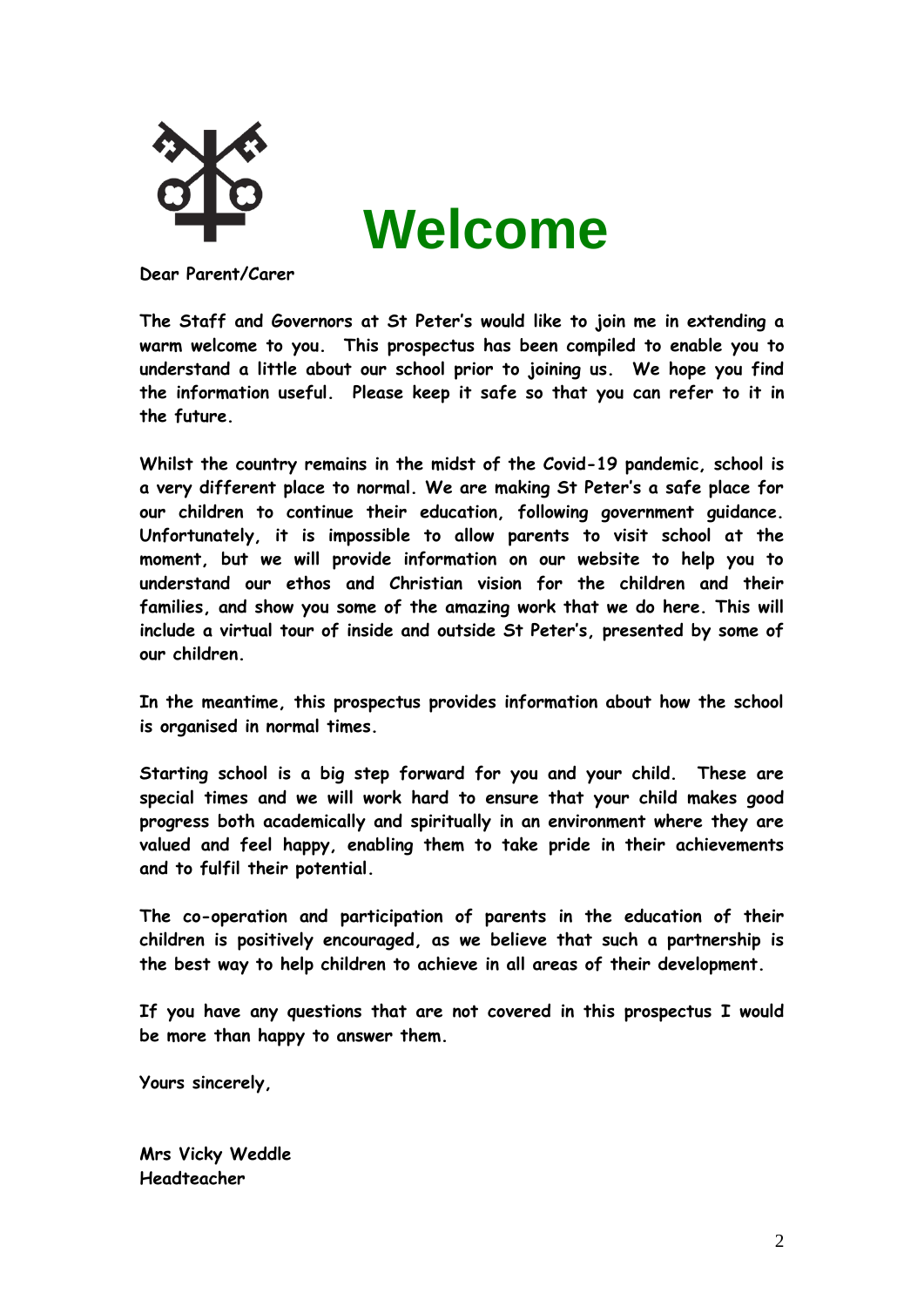# Welcome

**Dear Parent/Carer**

**The Staff and Governors at St Peter's would like to join me in extending a warm welcome to you. This prospectus has been compiled to enable you to understand a little about our school prior to joining us. We hope you find the information useful. Please keep it safe so that you can refer to it in the future.**

**Whilst the country remains in the midst of the Covid-19 pandemic, school is a very different place to normal. We are making St Peter's a safe place for our children to continue their education, following government guidance. Unfortunately, it is impossible to allow parents to visit school at the moment, but we will provide information on our website to help you to understand our ethos and Christian vision for the children and their families, and show you some of the amazing work that we do here. This will include a virtual tour of inside and outside St Peter's, presented by some of our children.**

**In the meantime, this prospectus provides information about how the school is organised in normal times.**

**Starting school is a big step forward for you and your child. These are special times and we will work hard to ensure that your child makes good progress both academically and spiritually in an environment where they are valued and feel happy, enabling them to take pride in their achievements and to fulfil their potential.**

**The co-operation and participation of parents in the education of their children is positively encouraged, as we believe that such a partnership is the best way to help children to achieve in all areas of their development.**

**If you have any questions that are not covered in this prospectus I would be more than happy to answer them.**

**Yours sincerely,**

**Mrs Vicky Weddle**
**Headteacher**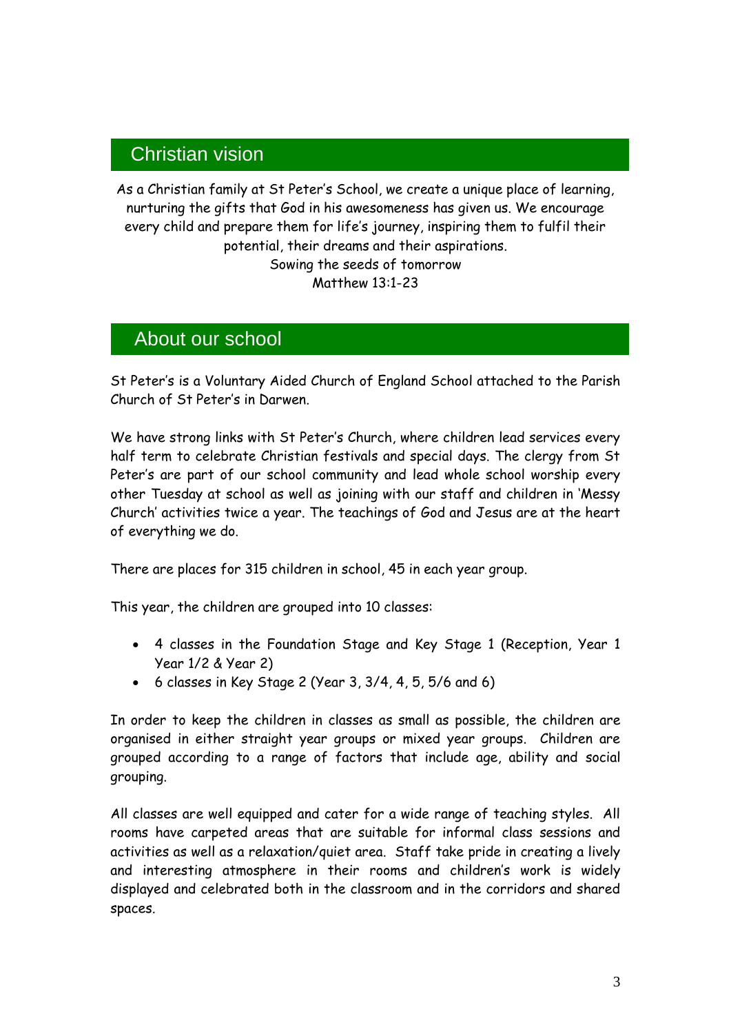## Christian vision

As a Christian family at St Peter's School, we create a unique place of learning, nurturing the gifts that God in his awesomeness has given us. We encourage every child and prepare them for life's journey, inspiring them to fulfil their potential, their dreams and their aspirations.
Sowing the seeds of tomorrow
Matthew 13:1-23

## About our school

St Peter's is a Voluntary Aided Church of England School attached to the Parish Church of St Peter's in Darwen.

We have strong links with St Peter's Church, where children lead services every half term to celebrate Christian festivals and special days. The clergy from St Peter's are part of our school community and lead whole school worship every other Tuesday at school as well as joining with our staff and children in 'Messy Church' activities twice a year. The teachings of God and Jesus are at the heart of everything we do.

There are places for 315 children in school, 45 in each year group.

This year, the children are grouped into 10 classes:

- 4 classes in the Foundation Stage and Key Stage 1 (Reception, Year 1 Year 1/2 & Year 2)
- 6 classes in Key Stage 2 (Year 3, 3/4, 4, 5, 5/6 and 6)

In order to keep the children in classes as small as possible, the children are organised in either straight year groups or mixed year groups. Children are grouped according to a range of factors that include age, ability and social grouping.

All classes are well equipped and cater for a wide range of teaching styles. All rooms have carpeted areas that are suitable for informal class sessions and activities as well as a relaxation/quiet area. Staff take pride in creating a lively and interesting atmosphere in their rooms and children's work is widely displayed and celebrated both in the classroom and in the corridors and shared spaces.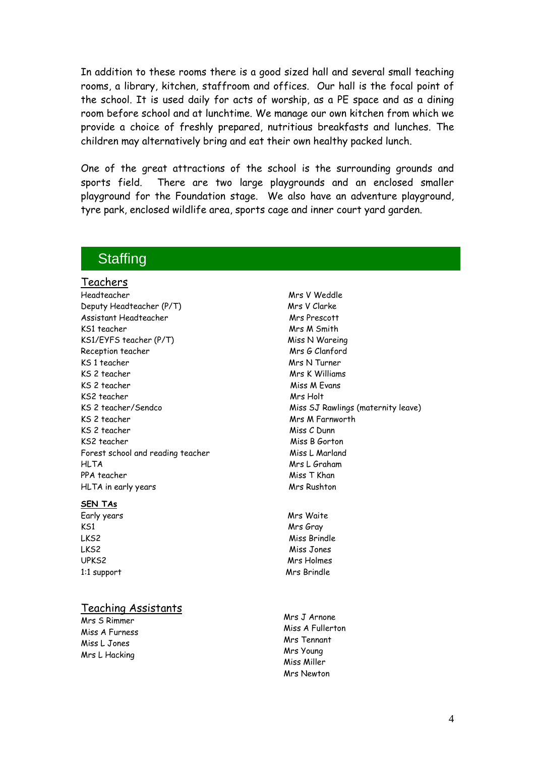In addition to these rooms there is a good sized hall and several small teaching rooms, a library, kitchen, staffroom and offices. Our hall is the focal point of the school. It is used daily for acts of worship, as a PE space and as a dining room before school and at lunchtime. We manage our own kitchen from which we provide a choice of freshly prepared, nutritious breakfasts and lunches. The children may alternatively bring and eat their own healthy packed lunch.

One of the great attractions of the school is the surrounding grounds and sports field. There are two large playgrounds and an enclosed smaller playground for the Foundation stage. We also have an adventure playground, tyre park, enclosed wildlife area, sports cage and inner court yard garden.

## Staffing

### Teachers

| | |
|---|---|
| Headteacher | Mrs V Weddle |
| Deputy Headteacher (P/T) | Mrs V Clarke |
| Assistant Headteacher | Mrs Prescott |
| KS1 teacher | Mrs M Smith |
| KS1/EYFS teacher (P/T) | Miss N Wareing |
| Reception teacher | Mrs G Clanford |
| KS 1 teacher | Mrs N Turner |
| KS 2 teacher | Mrs K Williams |
| KS 2 teacher | Miss M Evans |
| KS2 teacher | Mrs Holt |
| KS 2 teacher/Sendco | Miss SJ Rawlings (maternity leave) |
| KS 2 teacher | Mrs M Farnworth |
| KS 2 teacher | Miss C Dunn |
| KS2 teacher | Miss B Gorton |
| Forest school and reading teacher | Miss L Marland |
| HLTA | Mrs L Graham |
| PPA teacher | Miss T Khan |
| HLTA in early years | Mrs Rushton |

**SEN TAs**

| | |
|---|---|
| Early years | Mrs Waite |
| KS1 | Mrs Gray |
| LKS2 | Miss Brindle |
| LKS2 | Miss Jones |
| UPKS2 | Mrs Holmes |
| 1:1 support | Mrs Brindle |

### Teaching Assistants

- Mrs S Rimmer
- Miss A Furness
- Miss L Jones
- Mrs L Hacking
- Mrs J Arnone
- Miss A Fullerton
- Mrs Tennant
- Mrs Young
- Miss Miller
- Mrs Newton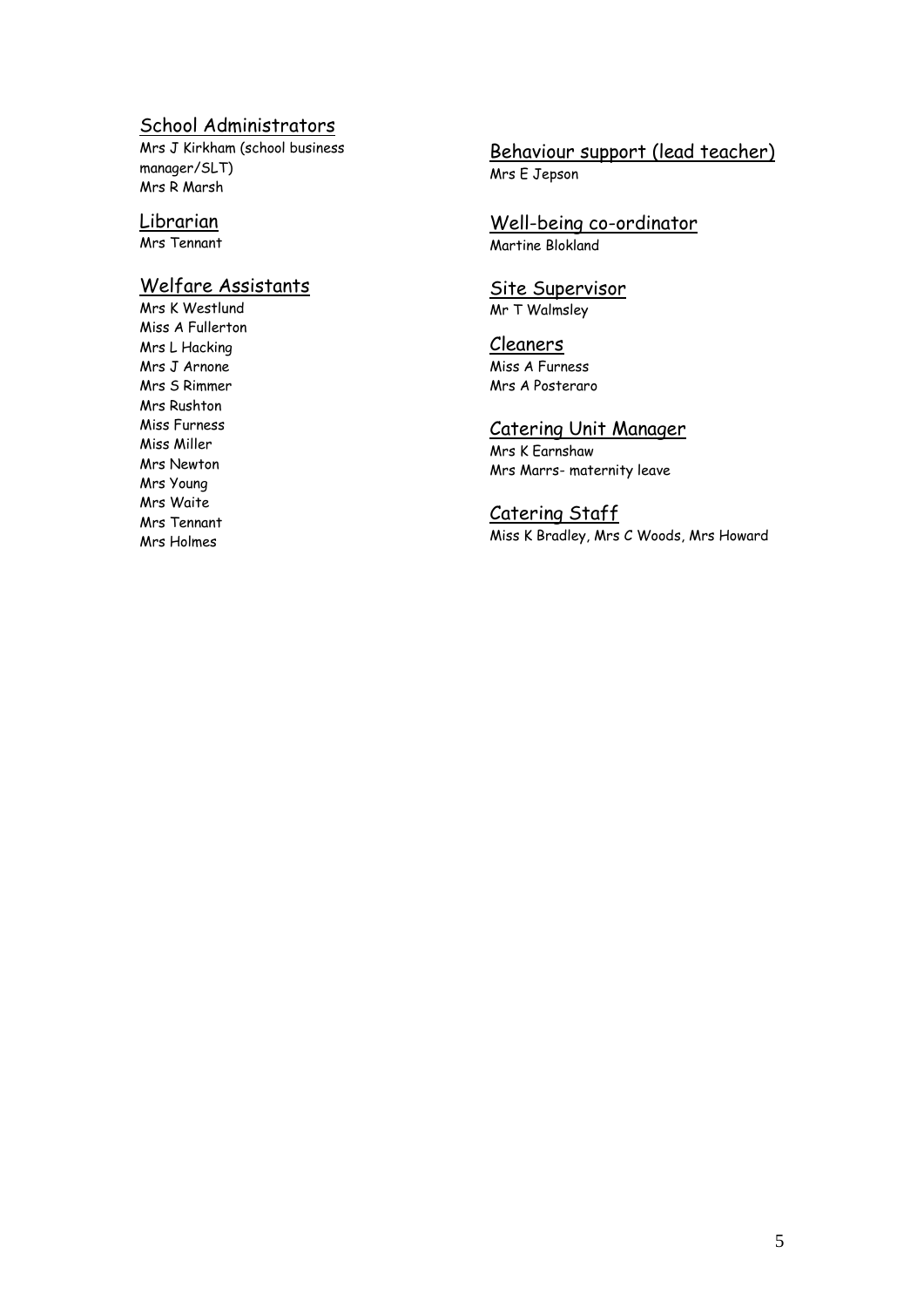## School Administrators

Mrs J Kirkham (school business manager/SLT)
Mrs R Marsh

## Librarian

Mrs Tennant

## Welfare Assistants

Mrs K Westlund
Miss A Fullerton
Mrs L Hacking
Mrs J Arnone
Mrs S Rimmer
Mrs Rushton
Miss Furness
Miss Miller
Mrs Newton
Mrs Young
Mrs Waite
Mrs Tennant
Mrs Holmes

## Behaviour support (lead teacher)

Mrs E Jepson

## Well-being co-ordinator

Martine Blokland

## Site Supervisor

Mr T Walmsley

## Cleaners

Miss A Furness
Mrs A Posteraro

## Catering Unit Manager

Mrs K Earnshaw
Mrs Marrs- maternity leave

## Catering Staff

Miss K Bradley, Mrs C Woods, Mrs Howard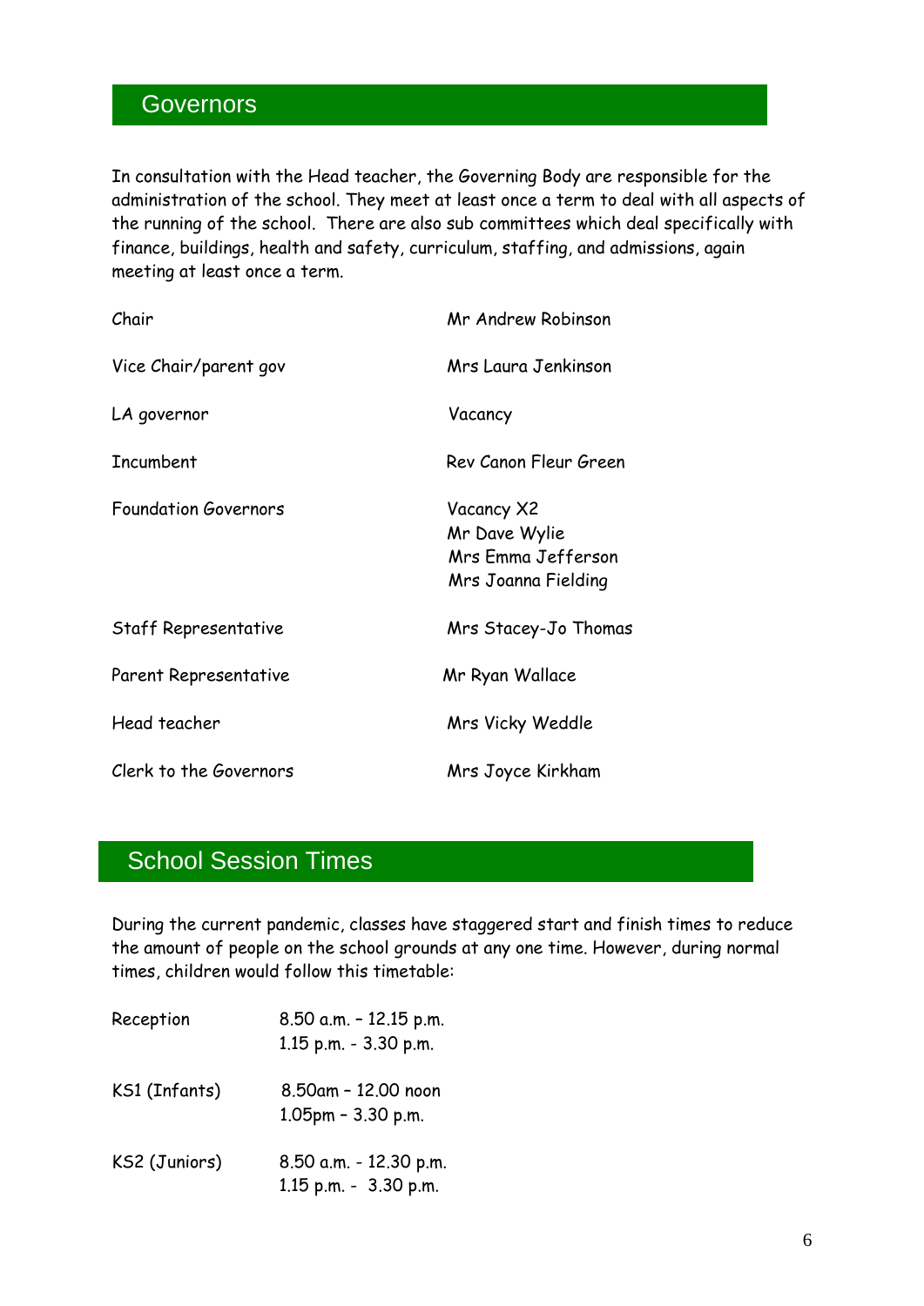## Governors

In consultation with the Head teacher, the Governing Body are responsible for the administration of the school. They meet at least once a term to deal with all aspects of the running of the school. There are also sub committees which deal specifically with finance, buildings, health and safety, curriculum, staffing, and admissions, again meeting at least once a term.

| | |
|---|---|
| Chair | Mr Andrew Robinson |
| Vice Chair/parent gov | Mrs Laura Jenkinson |
| LA governor | Vacancy |
| Incumbent | Rev Canon Fleur Green |
| Foundation Governors | Vacancy X2<br>Mr Dave Wylie<br>Mrs Emma Jefferson<br>Mrs Joanna Fielding |
| Staff Representative | Mrs Stacey-Jo Thomas |
| Parent Representative | Mr Ryan Wallace |
| Head teacher | Mrs Vicky Weddle |
| Clerk to the Governors | Mrs Joyce Kirkham |

## School Session Times

During the current pandemic, classes have staggered start and finish times to reduce the amount of people on the school grounds at any one time. However, during normal times, children would follow this timetable:

| | |
|---|---|
| Reception | 8.50 a.m. – 12.15 p.m.<br>1.15 p.m. - 3.30 p.m. |
| KS1 (Infants) | 8.50am – 12.00 noon<br>1.05pm – 3.30 p.m. |
| KS2 (Juniors) | 8.50 a.m. - 12.30 p.m.<br>1.15 p.m. - 3.30 p.m. |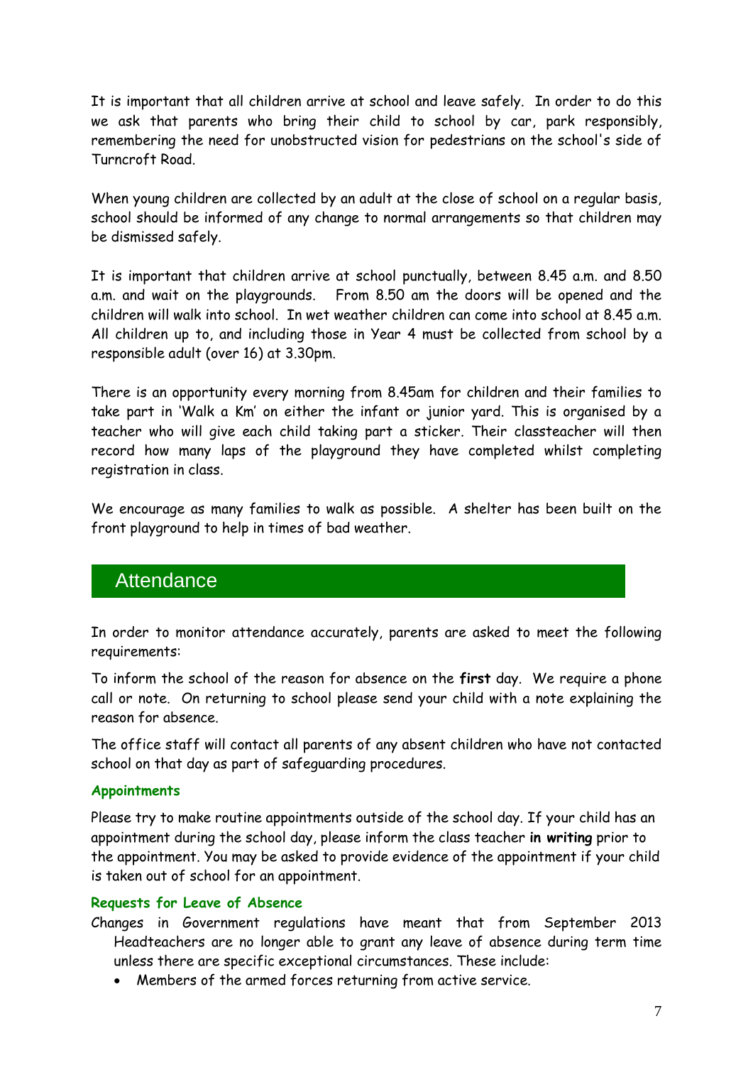It is important that all children arrive at school and leave safely. In order to do this we ask that parents who bring their child to school by car, park responsibly, remembering the need for unobstructed vision for pedestrians on the school's side of Turncroft Road.

When young children are collected by an adult at the close of school on a regular basis, school should be informed of any change to normal arrangements so that children may be dismissed safely.

It is important that children arrive at school punctually, between 8.45 a.m. and 8.50 a.m. and wait on the playgrounds. From 8.50 am the doors will be opened and the children will walk into school. In wet weather children can come into school at 8.45 a.m. All children up to, and including those in Year 4 must be collected from school by a responsible adult (over 16) at 3.30pm.

There is an opportunity every morning from 8.45am for children and their families to take part in 'Walk a Km' on either the infant or junior yard. This is organised by a teacher who will give each child taking part a sticker. Their classteacher will then record how many laps of the playground they have completed whilst completing registration in class.

We encourage as many families to walk as possible. A shelter has been built on the front playground to help in times of bad weather.

## Attendance

In order to monitor attendance accurately, parents are asked to meet the following requirements:

To inform the school of the reason for absence on the **first** day. We require a phone call or note. On returning to school please send your child with a note explaining the reason for absence.

The office staff will contact all parents of any absent children who have not contacted school on that day as part of safeguarding procedures.

### Appointments

Please try to make routine appointments outside of the school day. If your child has an appointment during the school day, please inform the class teacher **in writing** prior to the appointment. You may be asked to provide evidence of the appointment if your child is taken out of school for an appointment.

### Requests for Leave of Absence

Changes in Government regulations have meant that from September 2013 Headteachers are no longer able to grant any leave of absence during term time unless there are specific exceptional circumstances. These include:

- Members of the armed forces returning from active service.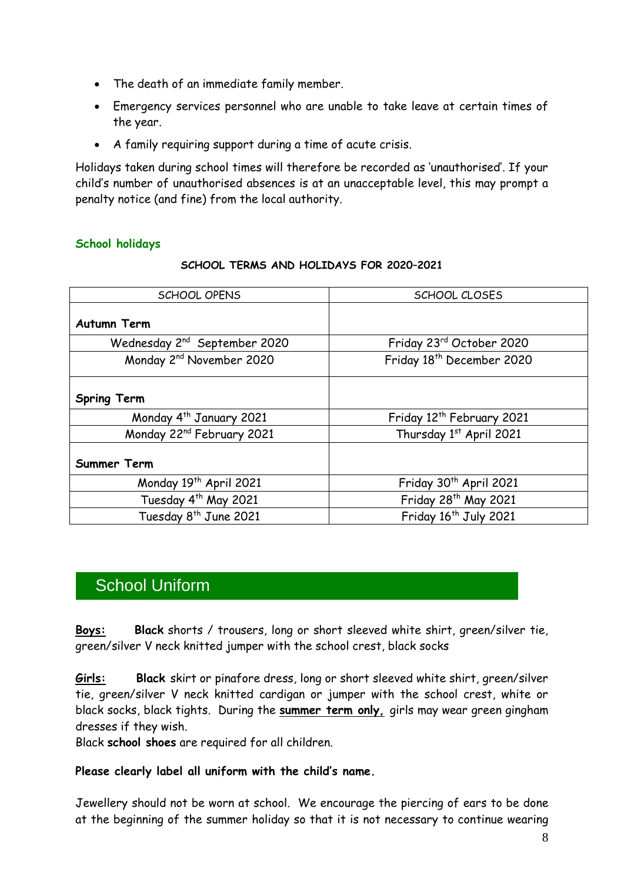- The death of an immediate family member.
- Emergency services personnel who are unable to take leave at certain times of the year.
- A family requiring support during a time of acute crisis.

Holidays taken during school times will therefore be recorded as 'unauthorised'. If your child's number of unauthorised absences is at an unacceptable level, this may prompt a penalty notice (and fine) from the local authority.

### School holidays

**SCHOOL TERMS AND HOLIDAYS FOR 2020–2021**

| SCHOOL OPENS | SCHOOL CLOSES |
|---|---|
| **Autumn Term** | |
| Wednesday 2nd September 2020 | Friday 23rd October 2020 |
| Monday 2nd November 2020 | Friday 18th December 2020 |
| **Spring Term** | |
| Monday 4th January 2021 | Friday 12th February 2021 |
| Monday 22nd February 2021 | Thursday 1st April 2021 |
| **Summer Term** | |
| Monday 19th April 2021 | Friday 30th April 2021 |
| Tuesday 4th May 2021 | Friday 28th May 2021 |
| Tuesday 8th June 2021 | Friday 16th July 2021 |

## School Uniform

**Boys:** **Black** shorts / trousers, long or short sleeved white shirt, green/silver tie, green/silver V neck knitted jumper with the school crest, black socks

**Girls:** **Black** skirt or pinafore dress, long or short sleeved white shirt, green/silver tie, green/silver V neck knitted cardigan or jumper with the school crest, white or black socks, black tights. During the **summer term only,** girls may wear green gingham dresses if they wish.

Black **school shoes** are required for all children.

**Please clearly label all uniform with the child's name.**

Jewellery should not be worn at school. We encourage the piercing of ears to be done at the beginning of the summer holiday so that it is not necessary to continue wearing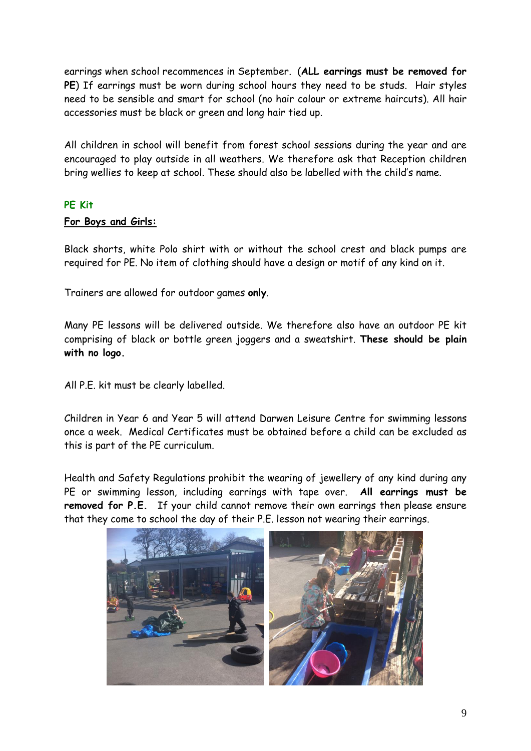earrings when school recommences in September. (**ALL earrings must be removed for PE**) If earrings must be worn during school hours they need to be studs. Hair styles need to be sensible and smart for school (no hair colour or extreme haircuts). All hair accessories must be black or green and long hair tied up.

All children in school will benefit from forest school sessions during the year and are encouraged to play outside in all weathers. We therefore ask that Reception children bring wellies to keep at school. These should also be labelled with the child's name.

## PE Kit

**For Boys and Girls:**

Black shorts, white Polo shirt with or without the school crest and black pumps are required for PE. No item of clothing should have a design or motif of any kind on it.

Trainers are allowed for outdoor games **only**.

Many PE lessons will be delivered outside. We therefore also have an outdoor PE kit comprising of black or bottle green joggers and a sweatshirt. **These should be plain with no logo.**

All P.E. kit must be clearly labelled.

Children in Year 6 and Year 5 will attend Darwen Leisure Centre for swimming lessons once a week. Medical Certificates must be obtained before a child can be excluded as this is part of the PE curriculum.

Health and Safety Regulations prohibit the wearing of jewellery of any kind during any PE or swimming lesson, including earrings with tape over. **All earrings must be removed for P.E.** If your child cannot remove their own earrings then please ensure that they come to school the day of their P.E. lesson not wearing their earrings.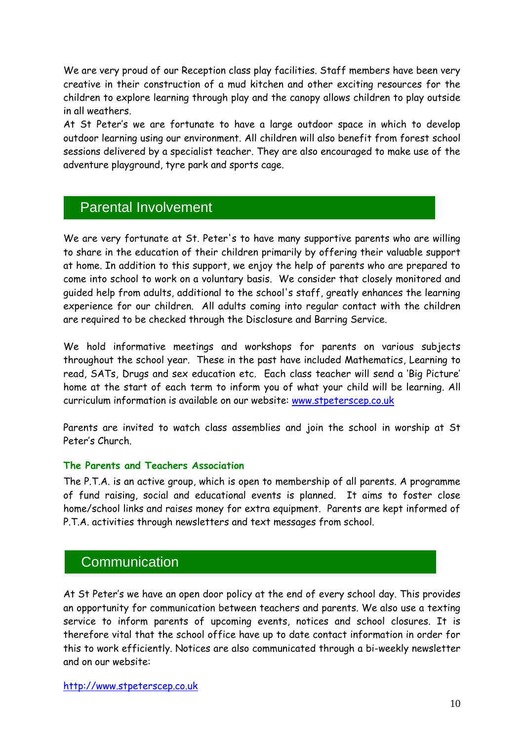We are very proud of our Reception class play facilities. Staff members have been very creative in their construction of a mud kitchen and other exciting resources for the children to explore learning through play and the canopy allows children to play outside in all weathers.

At St Peter's we are fortunate to have a large outdoor space in which to develop outdoor learning using our environment. All children will also benefit from forest school sessions delivered by a specialist teacher. They are also encouraged to make use of the adventure playground, tyre park and sports cage.

## Parental Involvement

We are very fortunate at St. Peter's to have many supportive parents who are willing to share in the education of their children primarily by offering their valuable support at home. In addition to this support, we enjoy the help of parents who are prepared to come into school to work on a voluntary basis. We consider that closely monitored and guided help from adults, additional to the school's staff, greatly enhances the learning experience for our children. All adults coming into regular contact with the children are required to be checked through the Disclosure and Barring Service.

We hold informative meetings and workshops for parents on various subjects throughout the school year. These in the past have included Mathematics, Learning to read, SATs, Drugs and sex education etc. Each class teacher will send a 'Big Picture' home at the start of each term to inform you of what your child will be learning. All curriculum information is available on our website: www.stpeterscep.co.uk

Parents are invited to watch class assemblies and join the school in worship at St Peter's Church.

### The Parents and Teachers Association

The P.T.A. is an active group, which is open to membership of all parents. A programme of fund raising, social and educational events is planned. It aims to foster close home/school links and raises money for extra equipment. Parents are kept informed of P.T.A. activities through newsletters and text messages from school.

## Communication

At St Peter's we have an open door policy at the end of every school day. This provides an opportunity for communication between teachers and parents. We also use a texting service to inform parents of upcoming events, notices and school closures. It is therefore vital that the school office have up to date contact information in order for this to work efficiently. Notices are also communicated through a bi-weekly newsletter and on our website:

http://www.stpeterscep.co.uk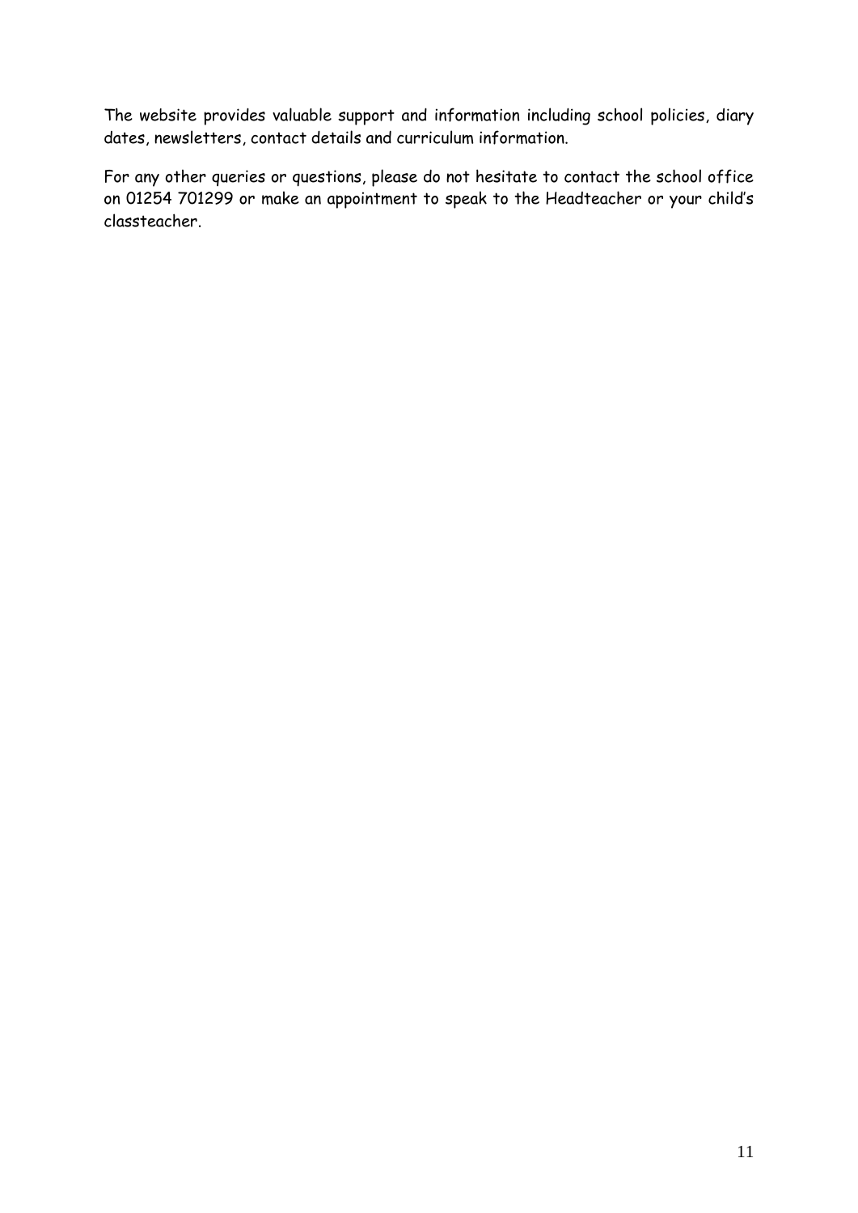The website provides valuable support and information including school policies, diary dates, newsletters, contact details and curriculum information.

For any other queries or questions, please do not hesitate to contact the school office on 01254 701299 or make an appointment to speak to the Headteacher or your child's classteacher.